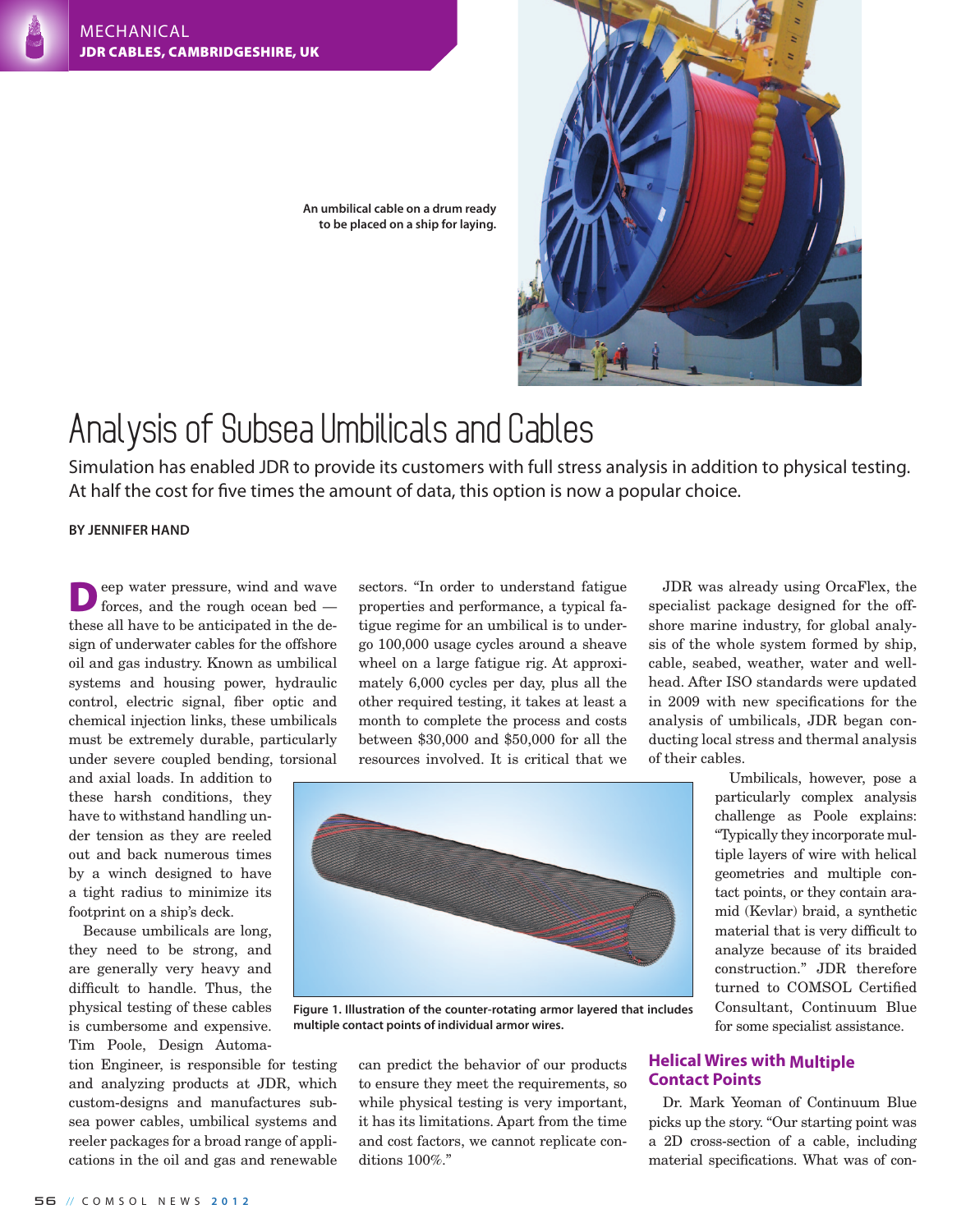MECHANICAL
**JDR CABLES, CAMBRIDGESHIRE, UK**

An umbilical cable on a drum ready to be placed on a ship for laying.

# Analysis of Subsea Umbilicals and Cables

Simulation has enabled JDR to provide its customers with full stress analysis in addition to physical testing. At half the cost for five times the amount of data, this option is now a popular choice.

**BY JENNIFER HAND**

Deep water pressure, wind and wave forces, and the rough ocean bed — these all have to be anticipated in the design of underwater cables for the offshore oil and gas industry. Known as umbilical systems and housing power, hydraulic control, electric signal, fiber optic and chemical injection links, these umbilicals must be extremely durable, particularly under severe coupled bending, torsional and axial loads. In addition to these harsh conditions, they have to withstand handling under tension as they are reeled out and back numerous times by a winch designed to have a tight radius to minimize its footprint on a ship's deck.

Because umbilicals are long, they need to be strong, and are generally very heavy and difficult to handle. Thus, the physical testing of these cables is cumbersome and expensive. Tim Poole, Design Automation Engineer, is responsible for testing and analyzing products at JDR, which custom-designs and manufactures subsea power cables, umbilical systems and reeler packages for a broad range of applications in the oil and gas and renewable sectors. "In order to understand fatigue properties and performance, a typical fatigue regime for an umbilical is to undergo 100,000 usage cycles around a sheave wheel on a large fatigue rig. At approximately 6,000 cycles per day, plus all the other required testing, it takes at least a month to complete the process and costs between $30,000 and $50,000 for all the resources involved. It is critical that we can predict the behavior of our products to ensure they meet the requirements, so while physical testing is very important, it has its limitations. Apart from the time and cost factors, we cannot replicate conditions 100%."

Figure 1. Illustration of the counter-rotating armor layered that includes multiple contact points of individual armor wires.

JDR was already using OrcaFlex, the specialist package designed for the offshore marine industry, for global analysis of the whole system formed by ship, cable, seabed, weather, water and wellhead. After ISO standards were updated in 2009 with new specifications for the analysis of umbilicals, JDR began conducting local stress and thermal analysis of their cables.

Umbilicals, however, pose a particularly complex analysis challenge as Poole explains: "Typically they incorporate multiple layers of wire with helical geometries and multiple contact points, or they contain aramid (Kevlar) braid, a synthetic material that is very difficult to analyze because of its braided construction." JDR therefore turned to COMSOL Certified Consultant, Continuum Blue for some specialist assistance.

## Helical Wires with Multiple Contact Points

Dr. Mark Yeoman of Continuum Blue picks up the story. "Our starting point was a 2D cross-section of a cable, including material specifications. What was of con-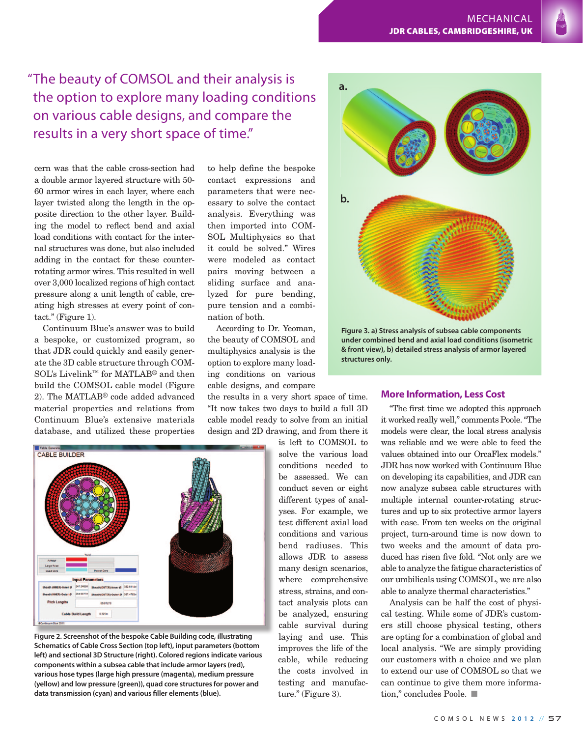"The beauty of COMSOL and their analysis is the option to explore many loading conditions on various cable designs, and compare the results in a very short space of time."

cern was that the cable cross-section had a double armor layered structure with 50-60 armor wires in each layer, where each layer twisted along the length in the opposite direction to the other layer. Building the model to reflect bend and axial load conditions with contact for the internal structures was done, but also included adding in the contact for these counter-rotating armor wires. This resulted in well over 3,000 localized regions of high contact pressure along a unit length of cable, creating high stresses at every point of contact." (Figure 1).

Continuum Blue's answer was to build a bespoke, or customized program, so that JDR could quickly and easily generate the 3D cable structure through COMSOL's Livelink™ for MATLAB® and then build the COMSOL cable model (Figure 2). The MATLAB® code added advanced material properties and relations from Continuum Blue's extensive materials database, and utilized these properties to help define the bespoke contact expressions and parameters that were necessary to solve the contact analysis. Everything was then imported into COMSOL Multiphysics so that it could be solved." Wires were modeled as contact pairs moving between a sliding surface and analyzed for pure bending, pure tension and a combination of both.

According to Dr. Yeoman, the beauty of COMSOL and multiphysics analysis is the option to explore many loading conditions on various cable designs, and compare the results in a very short space of time. "It now takes two days to build a full 3D cable model ready to solve from an initial design and 2D drawing, and from there it is left to COMSOL to solve the various load conditions needed to be assessed. We can conduct seven or eight different types of analyses. For example, we test different axial load conditions and various bend radiuses. This allows JDR to assess many design scenarios, where comprehensive stress, strains, and contact analysis plots can be analyzed, ensuring cable survival during laying and use. This improves the life of the cable, while reducing the costs involved in testing and manufacture." (Figure 3).

Figure 2. Screenshot of the bespoke Cable Building code, illustrating Schematics of Cable Cross Section (top left), input parameters (bottom left) and sectional 3D Structure (right). Colored regions indicate various components within a subsea cable that include armor layers (red), various hose types (large high pressure (magenta), medium pressure (yellow) and low pressure (green)), quad core structures for power and data transmission (cyan) and various filler elements (blue).

Figure 3. a) Stress analysis of subsea cable components under combined bend and axial load conditions (isometric & front view), b) detailed stress analysis of armor layered structures only.

## More Information, Less Cost

"The first time we adopted this approach it worked really well," comments Poole. "The models were clear, the local stress analysis was reliable and we were able to feed the values obtained into our OrcaFlex models." JDR has now worked with Continuum Blue on developing its capabilities, and JDR can now analyze subsea cable structures with multiple internal counter-rotating structures and up to six protective armor layers with ease. From ten weeks on the original project, turn-around time is now down to two weeks and the amount of data produced has risen five fold. "Not only are we able to analyze the fatigue characteristics of our umbilicals using COMSOL, we are also able to analyze thermal characteristics."

Analysis can be half the cost of physical testing. While some of JDR's customers still choose physical testing, others are opting for a combination of global and local analysis. "We are simply providing our customers with a choice and we plan to extend our use of COMSOL so that we can continue to give them more information," concludes Poole. ■